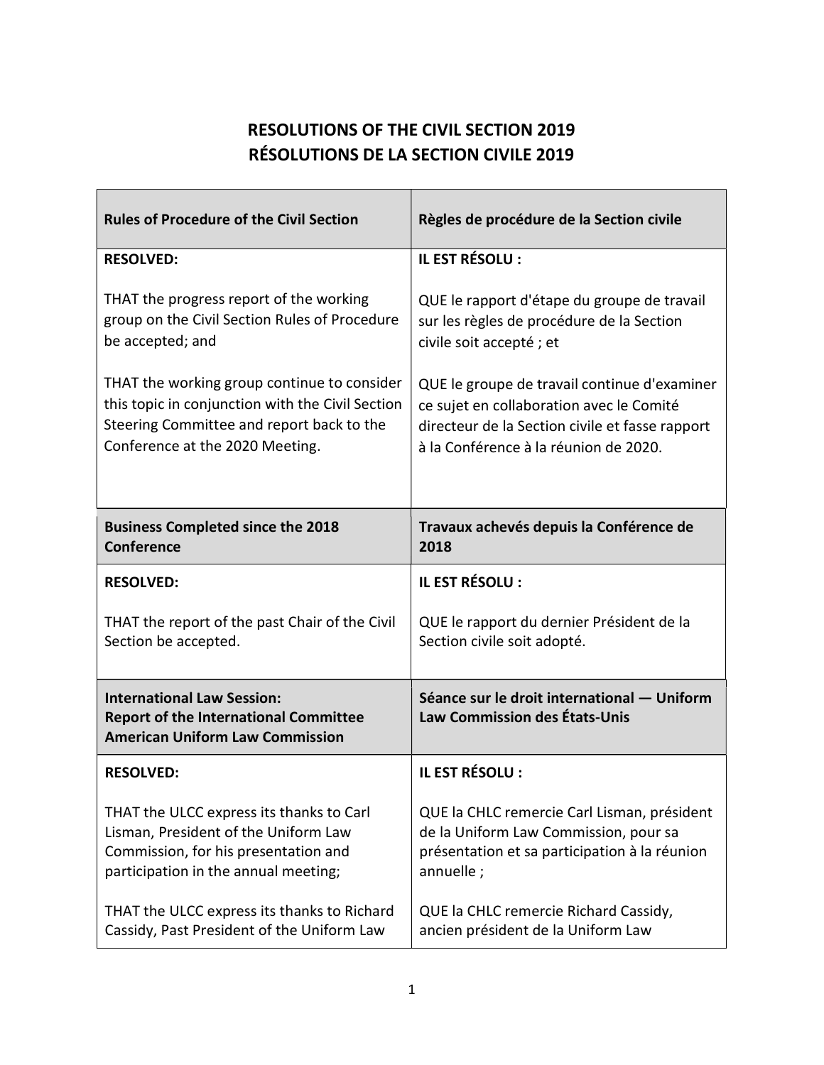# RESOLUTIONS OF THE CIVIL SECTION 2019
# RÉSOLUTIONS DE LA SECTION CIVILE 2019

| Rules of Procedure of the Civil Section | Règles de procédure de la Section civile |
| --- | --- |
| **RESOLVED:**<br><br>THAT the progress report of the working group on the Civil Section Rules of Procedure be accepted; and<br><br>THAT the working group continue to consider this topic in conjunction with the Civil Section Steering Committee and report back to the Conference at the 2020 Meeting. | **IL EST RÉSOLU :**<br><br>QUE le rapport d'étape du groupe de travail sur les règles de procédure de la Section civile soit accepté ; et<br><br>QUE le groupe de travail continue d'examiner ce sujet en collaboration avec le Comité directeur de la Section civile et fasse rapport à la Conférence à la réunion de 2020. |
| **Business Completed since the 2018 Conference** | **Travaux achevés depuis la Conférence de 2018** |
| **RESOLVED:**<br><br>THAT the report of the past Chair of the Civil Section be accepted. | **IL EST RÉSOLU :**<br><br>QUE le rapport du dernier Président de la Section civile soit adopté. |
| **International Law Session:<br>Report of the International Committee American Uniform Law Commission** | **Séance sur le droit international — Uniform Law Commission des États-Unis** |
| **RESOLVED:**<br><br>THAT the ULCC express its thanks to Carl Lisman, President of the Uniform Law Commission, for his presentation and participation in the annual meeting;<br><br>THAT the ULCC express its thanks to Richard Cassidy, Past President of the Uniform Law | **IL EST RÉSOLU :**<br><br>QUE la CHLC remercie Carl Lisman, président de la Uniform Law Commission, pour sa présentation et sa participation à la réunion annuelle ;<br><br>QUE la CHLC remercie Richard Cassidy, ancien président de la Uniform Law |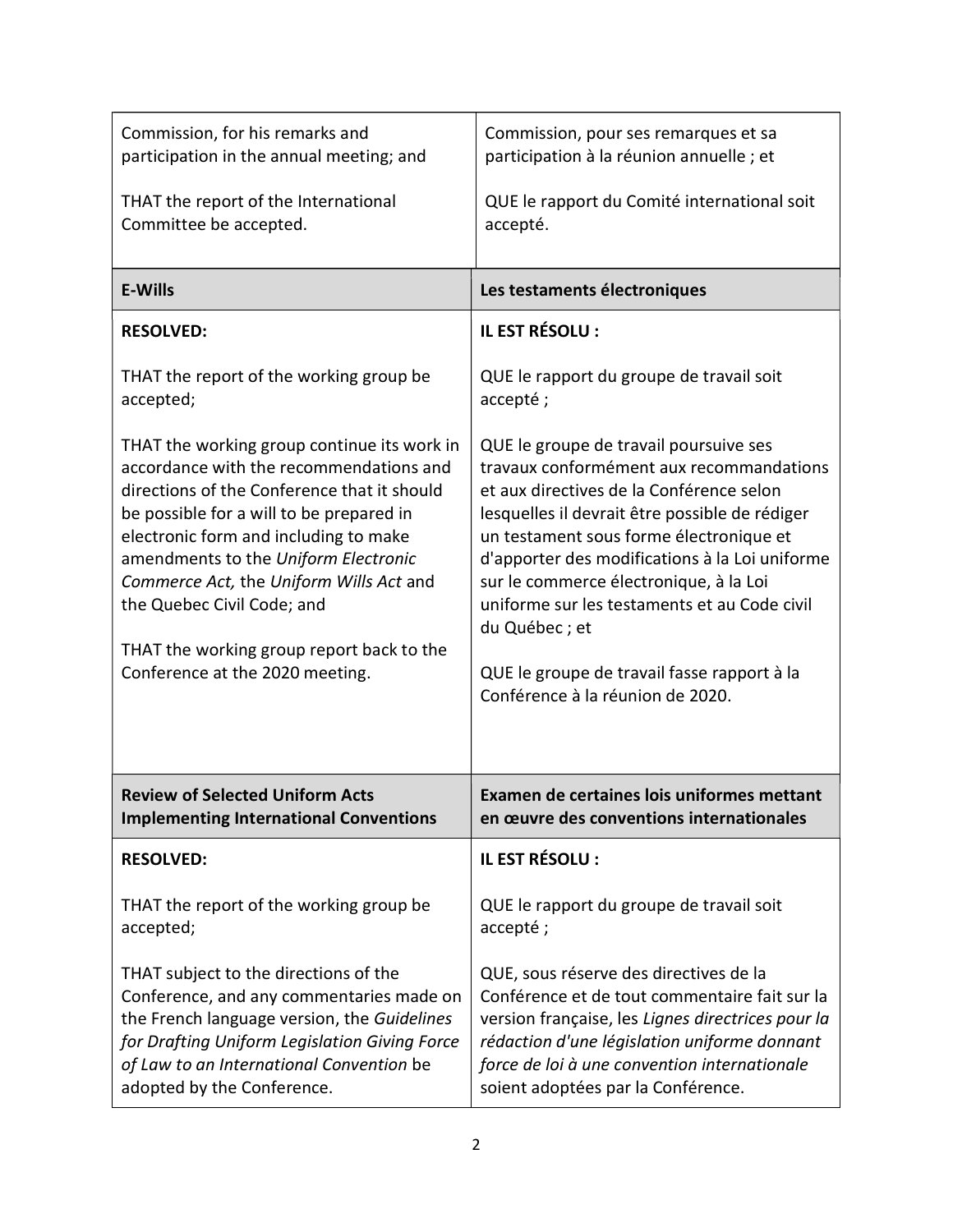| Commission, for his remarks and participation in the annual meeting; and<br><br>THAT the report of the International Committee be accepted. | Commission, pour ses remarques et sa participation à la réunion annuelle ; et<br><br>QUE le rapport du Comité international soit accepté. |
| --- | --- |
| **E-Wills** | **Les testaments électroniques** |
| **RESOLVED:**<br><br>THAT the report of the working group be accepted;<br><br>THAT the working group continue its work in accordance with the recommendations and directions of the Conference that it should be possible for a will to be prepared in electronic form and including to make amendments to the *Uniform Electronic Commerce Act,* the *Uniform Wills Act* and the Quebec Civil Code; and<br><br>THAT the working group report back to the Conference at the 2020 meeting. | **IL EST RÉSOLU :**<br><br>QUE le rapport du groupe de travail soit accepté ;<br><br>QUE le groupe de travail poursuive ses travaux conformément aux recommandations et aux directives de la Conférence selon lesquelles il devrait être possible de rédiger un testament sous forme électronique et d'apporter des modifications à la Loi uniforme sur le commerce électronique, à la Loi uniforme sur les testaments et au Code civil du Québec ; et<br><br>QUE le groupe de travail fasse rapport à la Conférence à la réunion de 2020. |
| **Review of Selected Uniform Acts Implementing International Conventions** | **Examen de certaines lois uniformes mettant en œuvre des conventions internationales** |
| **RESOLVED:**<br><br>THAT the report of the working group be accepted;<br><br>THAT subject to the directions of the Conference, and any commentaries made on the French language version, the *Guidelines for Drafting Uniform Legislation Giving Force of Law to an International Convention* be adopted by the Conference. | **IL EST RÉSOLU :**<br><br>QUE le rapport du groupe de travail soit accepté ;<br><br>QUE, sous réserve des directives de la Conférence et de tout commentaire fait sur la version française, les *Lignes directrices pour la rédaction d'une législation uniforme donnant force de loi à une convention internationale* soient adoptées par la Conférence. |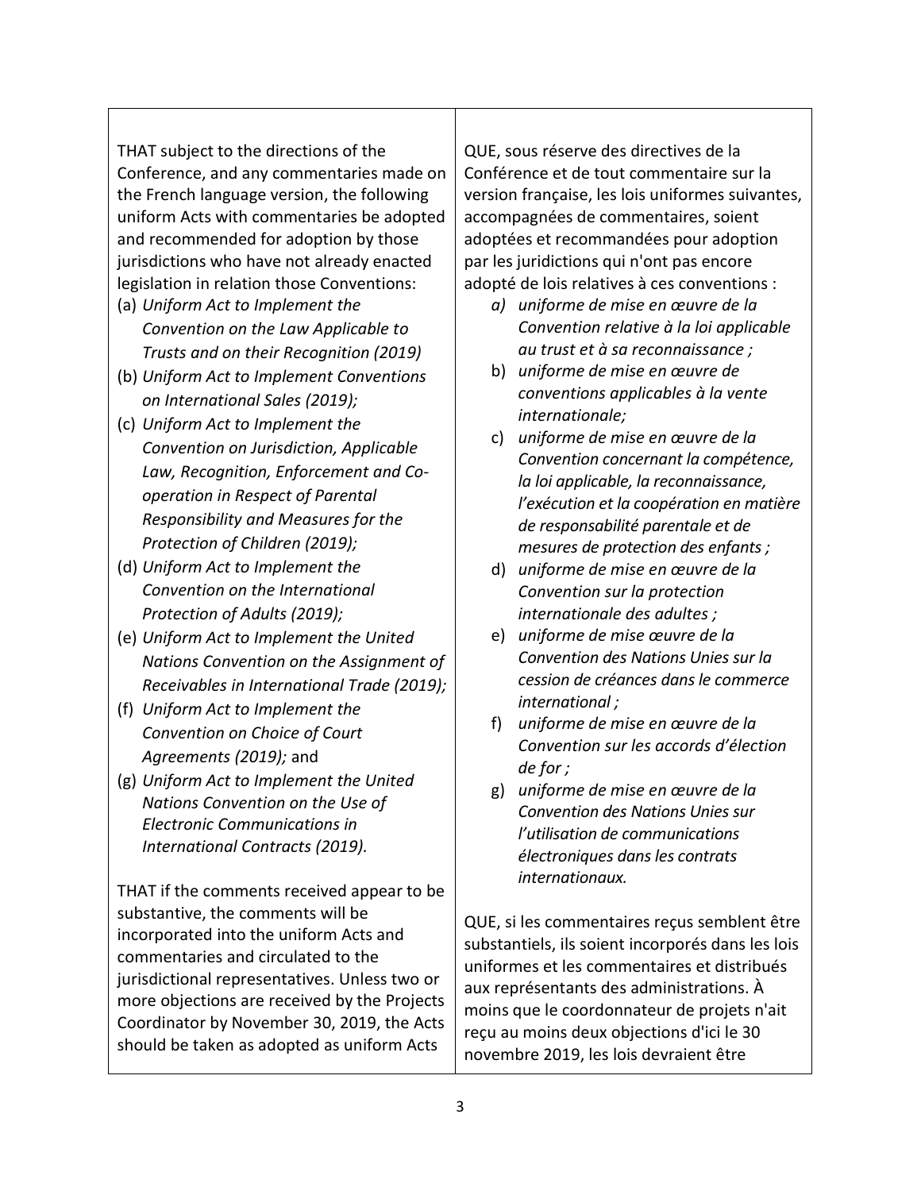THAT subject to the directions of the Conference, and any commentaries made on the French language version, the following uniform Acts with commentaries be adopted and recommended for adoption by those jurisdictions who have not already enacted legislation in relation those Conventions:

(a) *Uniform Act to Implement the Convention on the Law Applicable to Trusts and on their Recognition (2019)*
(b) *Uniform Act to Implement Conventions on International Sales (2019);*
(c) *Uniform Act to Implement the Convention on Jurisdiction, Applicable Law, Recognition, Enforcement and Co-operation in Respect of Parental Responsibility and Measures for the Protection of Children (2019);*
(d) *Uniform Act to Implement the Convention on the International Protection of Adults (2019);*
(e) *Uniform Act to Implement the United Nations Convention on the Assignment of Receivables in International Trade (2019);*
(f) *Uniform Act to Implement the Convention on Choice of Court Agreements (2019);* and
(g) *Uniform Act to Implement the United Nations Convention on the Use of Electronic Communications in International Contracts (2019).*

THAT if the comments received appear to be substantive, the comments will be incorporated into the uniform Acts and commentaries and circulated to the jurisdictional representatives. Unless two or more objections are received by the Projects Coordinator by November 30, 2019, the Acts should be taken as adopted as uniform Acts

QUE, sous réserve des directives de la Conférence et de tout commentaire sur la version française, les lois uniformes suivantes, accompagnées de commentaires, soient adoptées et recommandées pour adoption par les juridictions qui n'ont pas encore adopté de lois relatives à ces conventions :

*a) uniforme de mise en œuvre de la Convention relative à la loi applicable au trust et à sa reconnaissance ;*
b) *uniforme de mise en œuvre de conventions applicables à la vente internationale;*
c) *uniforme de mise en œuvre de la Convention concernant la compétence, la loi applicable, la reconnaissance, l'exécution et la coopération en matière de responsabilité parentale et de mesures de protection des enfants ;*
d) *uniforme de mise en œuvre de la Convention sur la protection internationale des adultes ;*
e) *uniforme de mise œuvre de la Convention des Nations Unies sur la cession de créances dans le commerce international ;*
f) *uniforme de mise en œuvre de la Convention sur les accords d'élection de for ;*
g) *uniforme de mise en œuvre de la Convention des Nations Unies sur l'utilisation de communications électroniques dans les contrats internationaux.*

QUE, si les commentaires reçus semblent être substantiels, ils soient incorporés dans les lois uniformes et les commentaires et distribués aux représentants des administrations. À moins que le coordonnateur de projets n'ait reçu au moins deux objections d'ici le 30 novembre 2019, les lois devraient être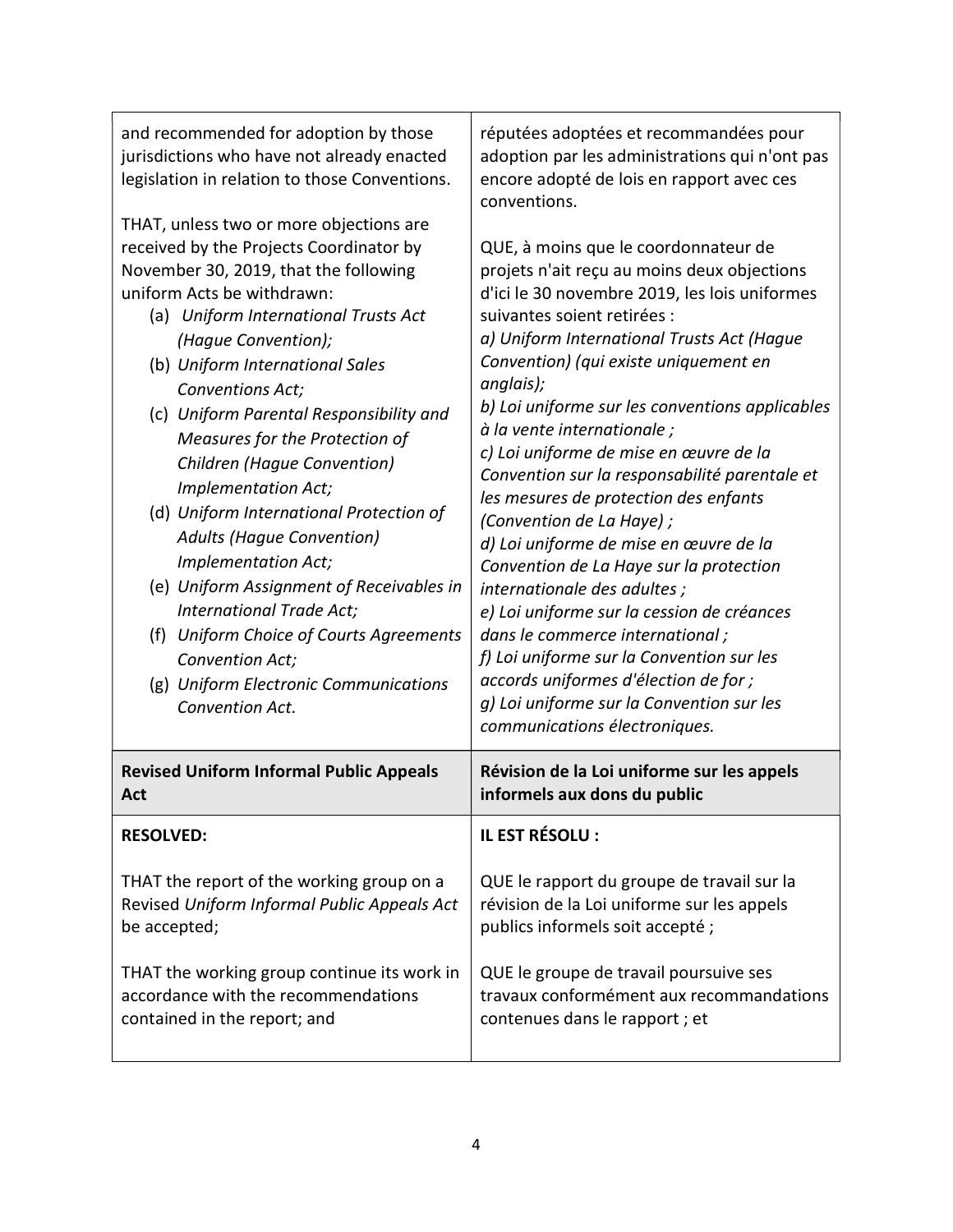| | |
|---|---|
| and recommended for adoption by those jurisdictions who have not already enacted legislation in relation to those Conventions.<br><br>THAT, unless two or more objections are received by the Projects Coordinator by November 30, 2019, that the following uniform Acts be withdrawn:<br>(a) *Uniform International Trusts Act (Hague Convention);*<br>(b) *Uniform International Sales Conventions Act;*<br>(c) *Uniform Parental Responsibility and Measures for the Protection of Children (Hague Convention) Implementation Act;*<br>(d) *Uniform International Protection of Adults (Hague Convention) Implementation Act;*<br>(e) *Uniform Assignment of Receivables in International Trade Act;*<br>(f) *Uniform Choice of Courts Agreements Convention Act;*<br>(g) *Uniform Electronic Communications Convention Act.* | réputées adoptées et recommandées pour adoption par les administrations qui n'ont pas encore adopté de lois en rapport avec ces conventions.<br><br>QUE, à moins que le coordonnateur de projets n'ait reçu au moins deux objections d'ici le 30 novembre 2019, les lois uniformes suivantes soient retirées :<br>*a) Uniform International Trusts Act (Hague Convention) (qui existe uniquement en anglais);*<br>*b) Loi uniforme sur les conventions applicables à la vente internationale ;*<br>*c) Loi uniforme de mise en œuvre de la Convention sur la responsabilité parentale et les mesures de protection des enfants (Convention de La Haye) ;*<br>*d) Loi uniforme de mise en œuvre de la Convention de La Haye sur la protection internationale des adultes ;*<br>*e) Loi uniforme sur la cession de créances dans le commerce international ;*<br>*f) Loi uniforme sur la Convention sur les accords uniformes d'élection de for ;*<br>*g) Loi uniforme sur la Convention sur les communications électroniques.* |
| **Revised Uniform Informal Public Appeals Act** | **Révision de la Loi uniforme sur les appels informels aux dons du public** |
| **RESOLVED:**<br><br>THAT the report of the working group on a Revised *Uniform Informal Public Appeals Act* be accepted;<br><br>THAT the working group continue its work in accordance with the recommendations contained in the report; and | **IL EST RÉSOLU :**<br><br>QUE le rapport du groupe de travail sur la révision de la Loi uniforme sur les appels publics informels soit accepté ;<br><br>QUE le groupe de travail poursuive ses travaux conformément aux recommandations contenues dans le rapport ; et |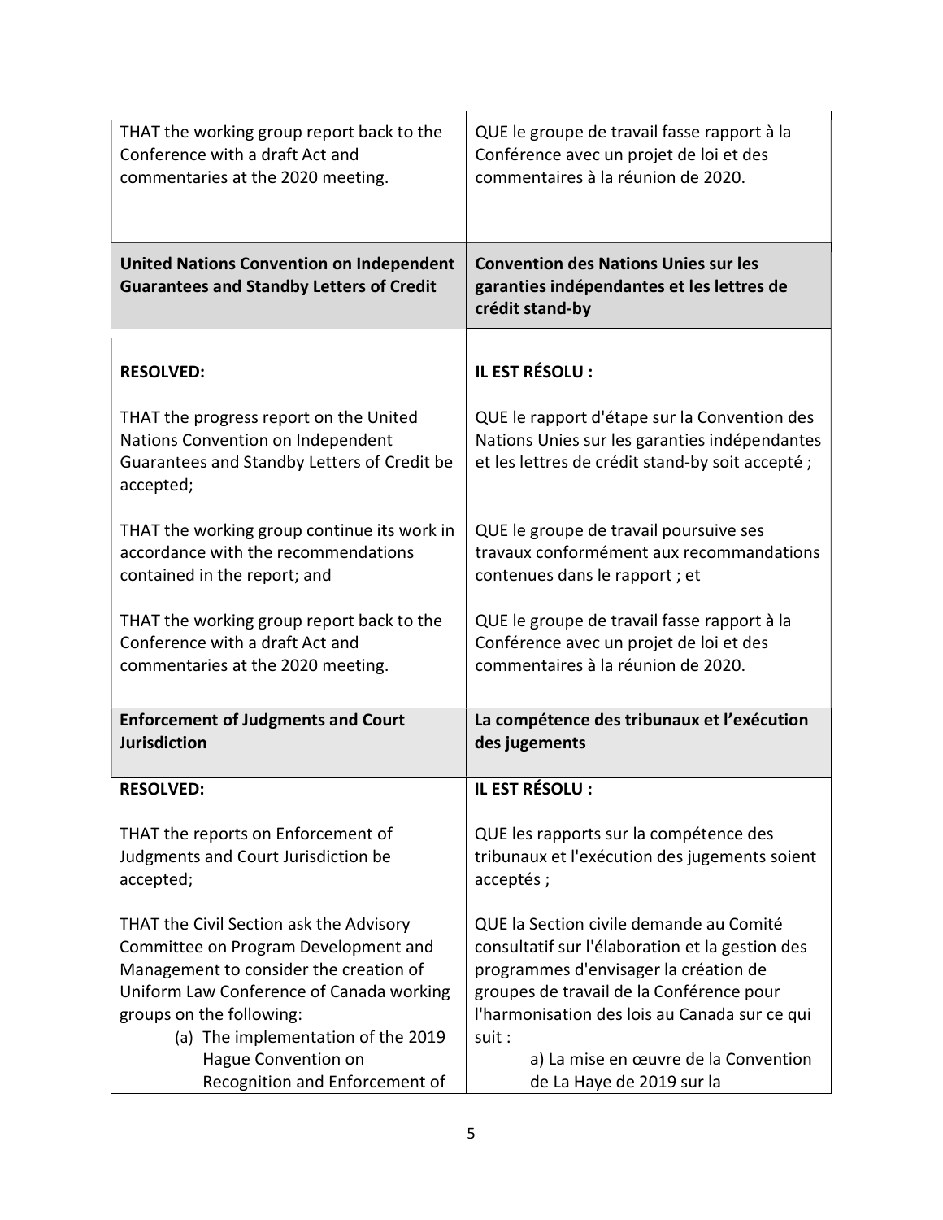| | |
|---|---|
| THAT the working group report back to the Conference with a draft Act and commentaries at the 2020 meeting. | QUE le groupe de travail fasse rapport à la Conférence avec un projet de loi et des commentaires à la réunion de 2020. |
| **United Nations Convention on Independent Guarantees and Standby Letters of Credit** | **Convention des Nations Unies sur les garanties indépendantes et les lettres de crédit stand-by** |
| **RESOLVED:**<br><br>THAT the progress report on the United Nations Convention on Independent Guarantees and Standby Letters of Credit be accepted;<br><br>THAT the working group continue its work in accordance with the recommendations contained in the report; and<br><br>THAT the working group report back to the Conference with a draft Act and commentaries at the 2020 meeting. | **IL EST RÉSOLU :**<br><br>QUE le rapport d'étape sur la Convention des Nations Unies sur les garanties indépendantes et les lettres de crédit stand-by soit accepté ;<br><br>QUE le groupe de travail poursuive ses travaux conformément aux recommandations contenues dans le rapport ; et<br><br>QUE le groupe de travail fasse rapport à la Conférence avec un projet de loi et des commentaires à la réunion de 2020. |
| **Enforcement of Judgments and Court Jurisdiction** | **La compétence des tribunaux et l'exécution des jugements** |
| **RESOLVED:**<br><br>THAT the reports on Enforcement of Judgments and Court Jurisdiction be accepted;<br><br>THAT the Civil Section ask the Advisory Committee on Program Development and Management to consider the creation of Uniform Law Conference of Canada working groups on the following:<br>(a) The implementation of the 2019 Hague Convention on Recognition and Enforcement of | **IL EST RÉSOLU :**<br><br>QUE les rapports sur la compétence des tribunaux et l'exécution des jugements soient acceptés ;<br><br>QUE la Section civile demande au Comité consultatif sur l'élaboration et la gestion des programmes d'envisager la création de groupes de travail de la Conférence pour l'harmonisation des lois au Canada sur ce qui suit :<br>a) La mise en œuvre de la Convention de La Haye de 2019 sur la |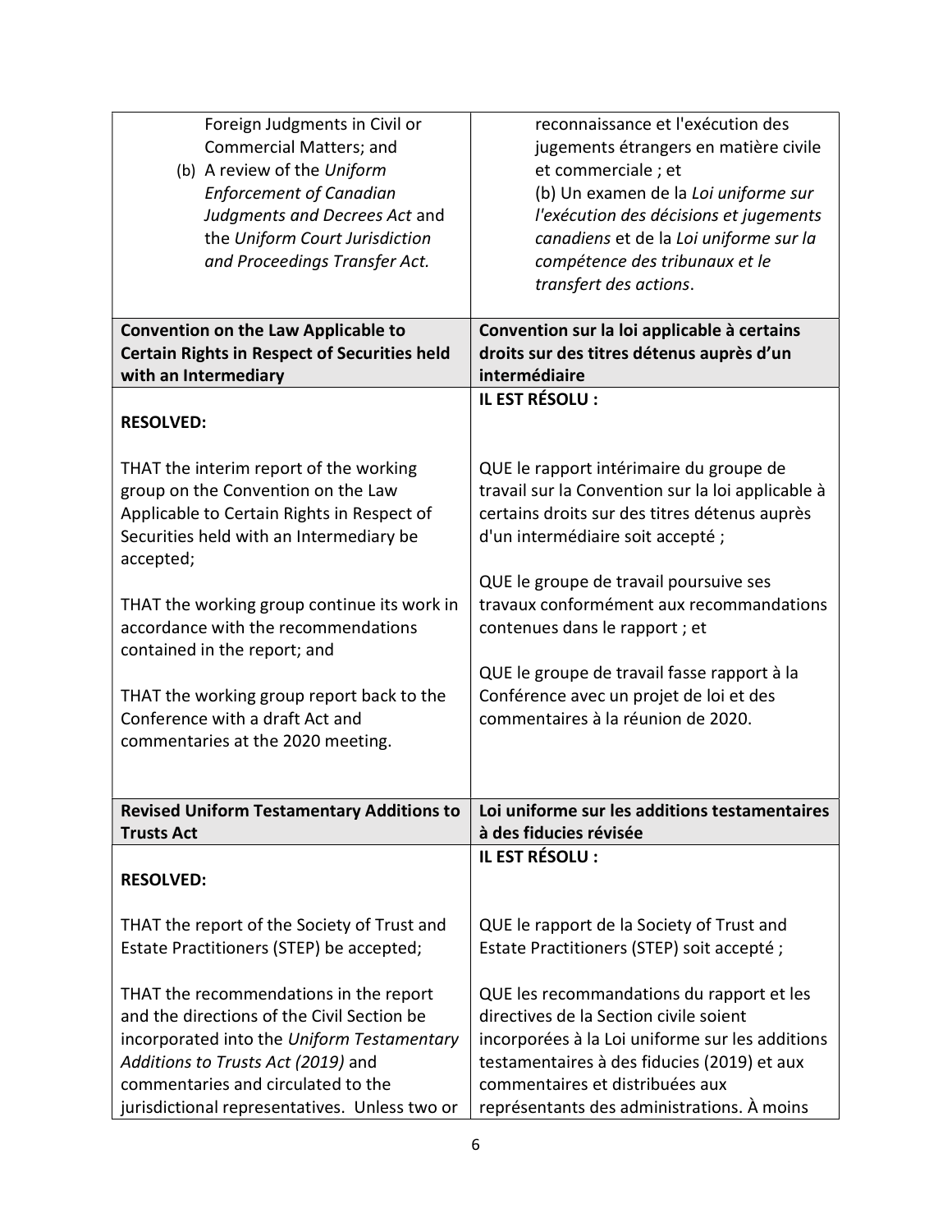| | |
|---|---|
| Foreign Judgments in Civil or Commercial Matters; and<br>(b) A review of the *Uniform Enforcement of Canadian Judgments and Decrees Act* and the *Uniform Court Jurisdiction and Proceedings Transfer Act.* | reconnaissance et l'exécution des jugements étrangers en matière civile et commerciale ; et<br>(b) Un examen de la *Loi uniforme sur l'exécution des décisions et jugements canadiens* et de la *Loi uniforme sur la compétence des tribunaux et le transfert des actions*. |
| **Convention on the Law Applicable to Certain Rights in Respect of Securities held with an Intermediary** | **Convention sur la loi applicable à certains droits sur des titres détenus auprès d'un intermédiaire** |
| **RESOLVED:**<br><br>THAT the interim report of the working group on the Convention on the Law Applicable to Certain Rights in Respect of Securities held with an Intermediary be accepted;<br><br>THAT the working group continue its work in accordance with the recommendations contained in the report; and<br><br>THAT the working group report back to the Conference with a draft Act and commentaries at the 2020 meeting. | **IL EST RÉSOLU :**<br><br>QUE le rapport intérimaire du groupe de travail sur la Convention sur la loi applicable à certains droits sur des titres détenus auprès d'un intermédiaire soit accepté ;<br><br>QUE le groupe de travail poursuive ses travaux conformément aux recommandations contenues dans le rapport ; et<br><br>QUE le groupe de travail fasse rapport à la Conférence avec un projet de loi et des commentaires à la réunion de 2020. |
| **Revised Uniform Testamentary Additions to Trusts Act** | **Loi uniforme sur les additions testamentaires à des fiducies révisée** |
| **RESOLVED:**<br><br>THAT the report of the Society of Trust and Estate Practitioners (STEP) be accepted;<br><br>THAT the recommendations in the report and the directions of the Civil Section be incorporated into the *Uniform Testamentary Additions to Trusts Act (2019)* and commentaries and circulated to the jurisdictional representatives. Unless two or | **IL EST RÉSOLU :**<br><br>QUE le rapport de la Society of Trust and Estate Practitioners (STEP) soit accepté ;<br><br>QUE les recommandations du rapport et les directives de la Section civile soient incorporées à la Loi uniforme sur les additions testamentaires à des fiducies (2019) et aux commentaires et distribuées aux représentants des administrations. À moins |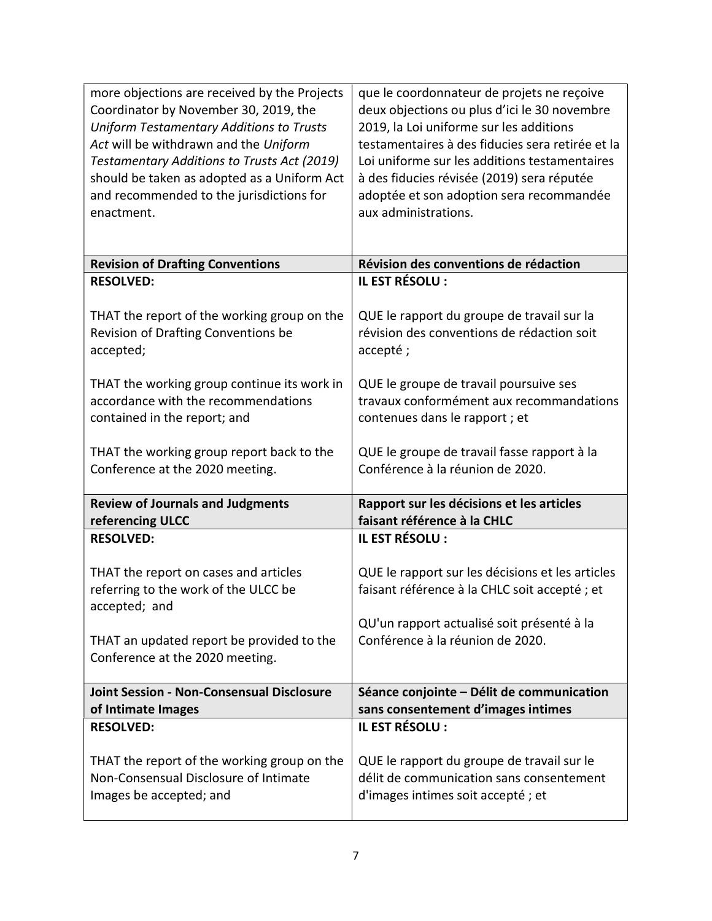| | |
|---|---|
| more objections are received by the Projects Coordinator by November 30, 2019, the *Uniform Testamentary Additions to Trusts Act* will be withdrawn and the *Uniform Testamentary Additions to Trusts Act (2019)* should be taken as adopted as a Uniform Act and recommended to the jurisdictions for enactment. | que le coordonnateur de projets ne reçoive deux objections ou plus d'ici le 30 novembre 2019, la Loi uniforme sur les additions testamentaires à des fiducies sera retirée et la Loi uniforme sur les additions testamentaires à des fiducies révisée (2019) sera réputée adoptée et son adoption sera recommandée aux administrations. |
| **Revision of Drafting Conventions** | **Révision des conventions de rédaction** |
| **RESOLVED:**<br><br>THAT the report of the working group on the Revision of Drafting Conventions be accepted;<br><br>THAT the working group continue its work in accordance with the recommendations contained in the report; and<br><br>THAT the working group report back to the Conference at the 2020 meeting. | **IL EST RÉSOLU :**<br><br>QUE le rapport du groupe de travail sur la révision des conventions de rédaction soit accepté ;<br><br>QUE le groupe de travail poursuive ses travaux conformément aux recommandations contenues dans le rapport ; et<br><br>QUE le groupe de travail fasse rapport à la Conférence à la réunion de 2020. |
| **Review of Journals and Judgments referencing ULCC** | **Rapport sur les décisions et les articles faisant référence à la CHLC** |
| **RESOLVED:**<br><br>THAT the report on cases and articles referring to the work of the ULCC be accepted; and<br><br>THAT an updated report be provided to the Conference at the 2020 meeting. | **IL EST RÉSOLU :**<br><br>QUE le rapport sur les décisions et les articles faisant référence à la CHLC soit accepté ; et<br><br>QU'un rapport actualisé soit présenté à la Conférence à la réunion de 2020. |
| **Joint Session - Non-Consensual Disclosure of Intimate Images** | **Séance conjointe – Délit de communication sans consentement d'images intimes** |
| **RESOLVED:**<br><br>THAT the report of the working group on the Non-Consensual Disclosure of Intimate Images be accepted; and | **IL EST RÉSOLU :**<br><br>QUE le rapport du groupe de travail sur le délit de communication sans consentement d'images intimes soit accepté ; et |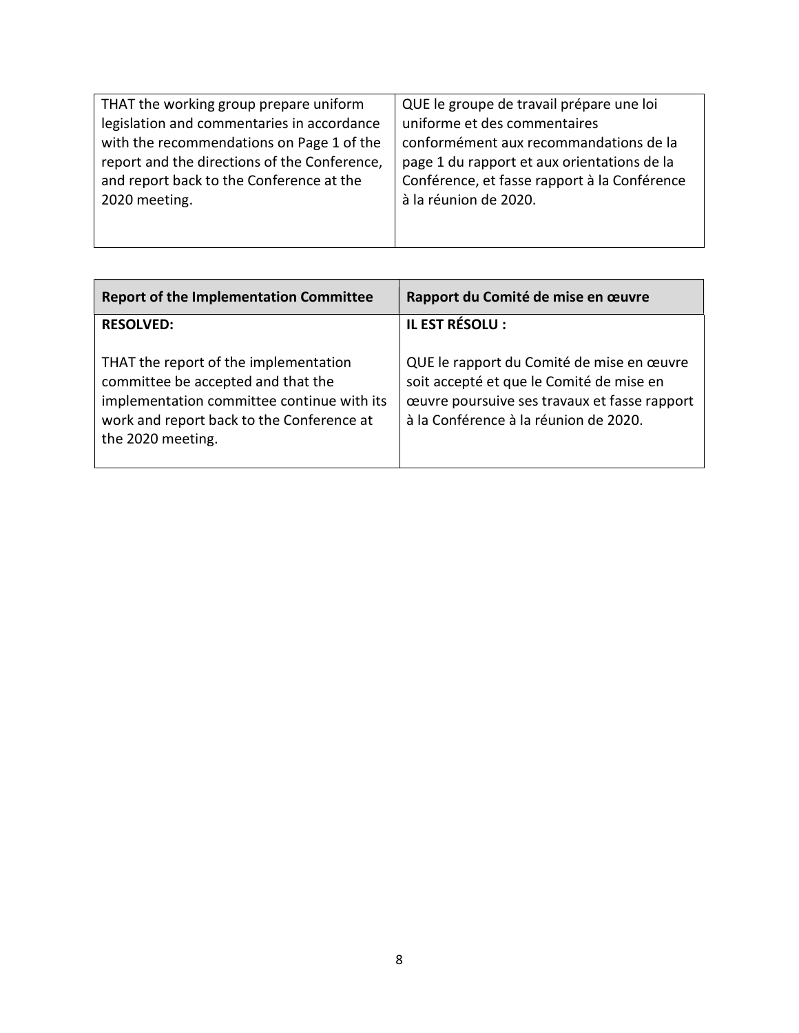| | |
|---|---|
| THAT the working group prepare uniform legislation and commentaries in accordance with the recommendations on Page 1 of the report and the directions of the Conference, and report back to the Conference at the 2020 meeting. | QUE le groupe de travail prépare une loi uniforme et des commentaires conformément aux recommandations de la page 1 du rapport et aux orientations de la Conférence, et fasse rapport à la Conférence à la réunion de 2020. |

| **Report of the Implementation Committee** | **Rapport du Comité de mise en œuvre** |
|---|---|
| **RESOLVED:**<br><br>THAT the report of the implementation committee be accepted and that the implementation committee continue with its work and report back to the Conference at the 2020 meeting. | **IL EST RÉSOLU :**<br><br>QUE le rapport du Comité de mise en œuvre soit accepté et que le Comité de mise en œuvre poursuive ses travaux et fasse rapport à la Conférence à la réunion de 2020. |